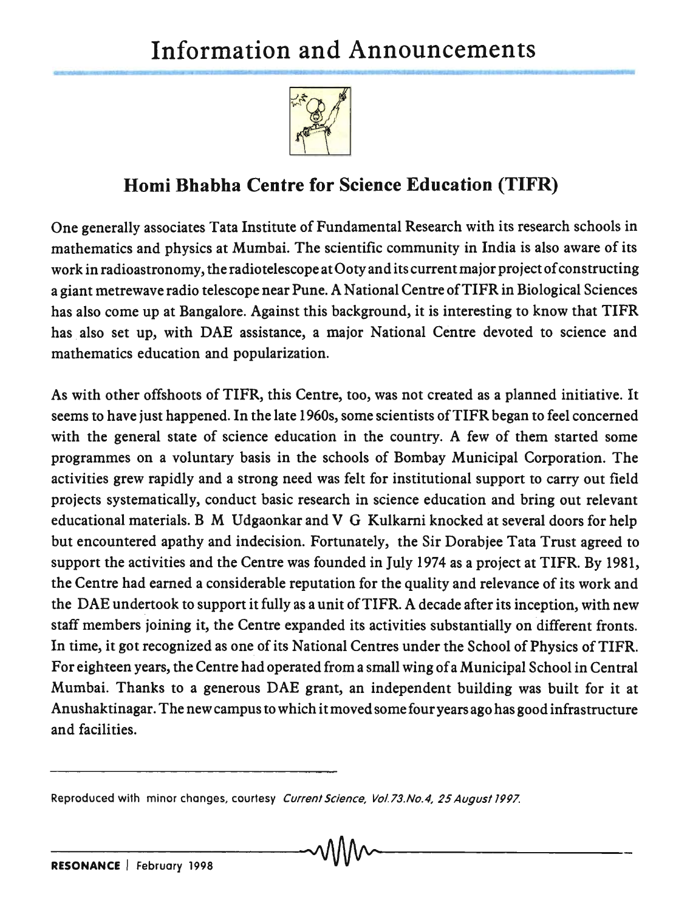# Information and Announcements

## Homi Bhabha Centre for Science Education (TIFR)

One generally associates Tata Institute of Fundamental Research with its research schools in mathematics and physics at Mumbai. The scientific community in India is also aware of its work in radioastronomy, the radiotelescope at Ooty and its current major project of constructing a giant metrewave radio telescope near Pune. A National Centre of TIFR in Biological Sciences has also come up at Bangalore. Against this background, it is interesting to know that TIFR has also set up, with DAE assistance, a major National Centre devoted to science and mathematics education and popularization.

As with other offshoots of TIFR, this Centre, too, was not created as a planned initiative. It seems to have just happened. In the late 1960s, some scientists of TIFR began to feel concerned with the general state of science education in the country. A few of them started some programmes on a voluntary basis in the schools of Bombay Municipal Corporation. The activities grew rapidly and a strong need was felt for institutional support to carry out field projects systematically, conduct basic research in science education and bring out relevant educational materials. B M Udgaonkar and V G Kulkarni knocked at several doors for help but encountered apathy and indecision. Fortunately, the Sir Dorabjee Tata Trust agreed to support the activities and the Centre was founded in July 1974 as a project at TIFR. By 1981, the Centre had earned a considerable reputation for the quality and relevance of its work and the DAE undertook to support it fully as a unit of TIFR. A decade after its inception, with new staff members joining it, the Centre expanded its activities substantially on different fronts. In time, it got recognized as one of its National Centres under the School of Physics of TIFR. For eighteen years, the Centre had operated from a small wing of a Municipal School in Central Mumbai. Thanks to a generous DAE grant, an independent building was built for it at Anushaktinagar. The new campus to which it moved some four years ago has good infrastructure and facilities.

---

Reproduced with minor changes, courtesy *Current Science, Vol.73.No.4, 25 August 1997.*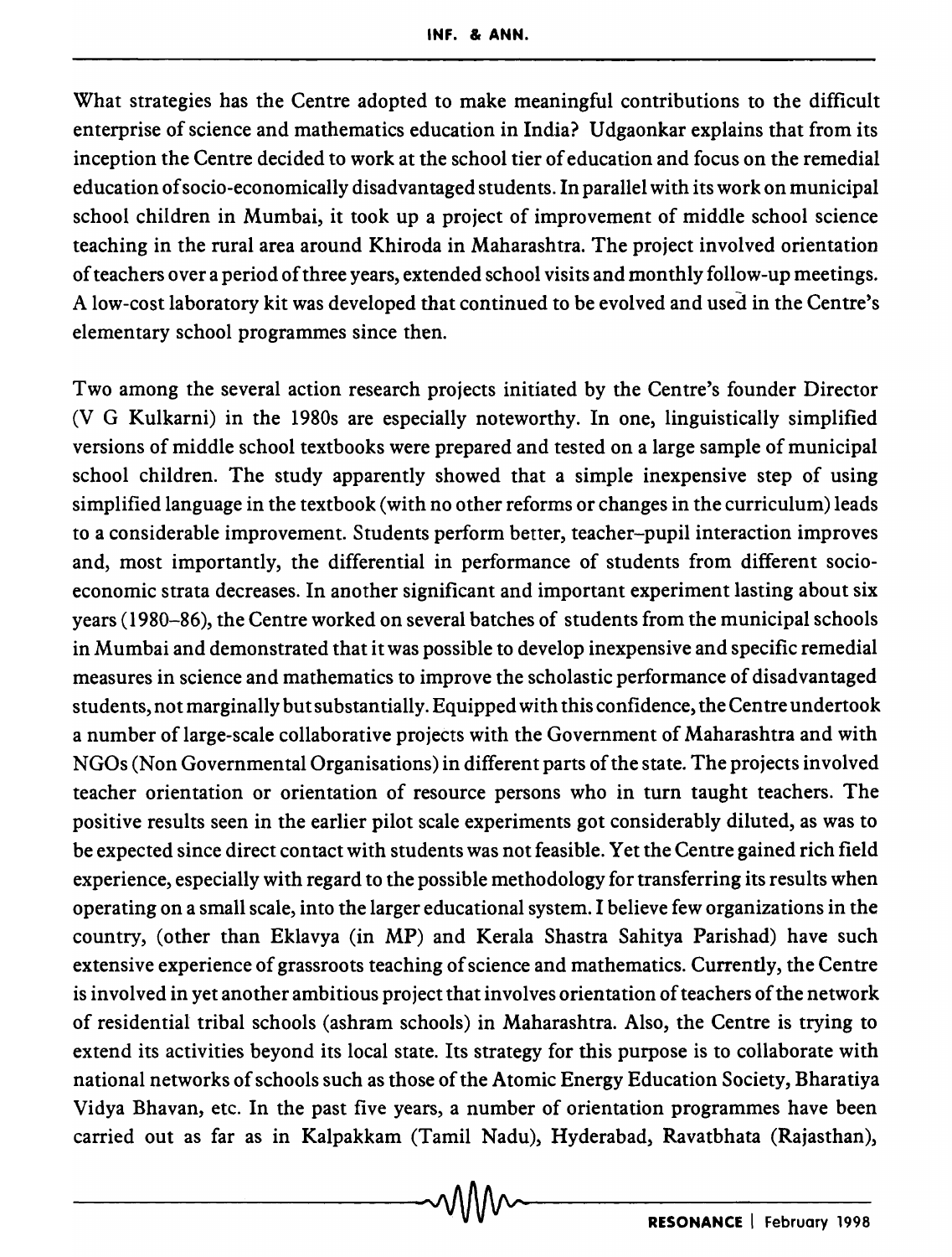What strategies has the Centre adopted to make meaningful contributions to the difficult enterprise of science and mathematics education in India? Udgaonkar explains that from its inception the Centre decided to work at the school tier of education and focus on the remedial education of socio-economically disadvantaged students. In parallel with its work on municipal school children in Mumbai, it took up a project of improvement of middle school science teaching in the rural area around Khiroda in Maharashtra. The project involved orientation of teachers over a period of three years, extended school visits and monthly follow-up meetings. A low-cost laboratory kit was developed that continued to be evolved and used in the Centre's elementary school programmes since then.

Two among the several action research projects initiated by the Centre's founder Director (V G Kulkarni) in the 1980s are especially noteworthy. In one, linguistically simplified versions of middle school textbooks were prepared and tested on a large sample of municipal school children. The study apparently showed that a simple inexpensive step of using simplified language in the textbook (with no other reforms or changes in the curriculum) leads to a considerable improvement. Students perform better, teacher–pupil interaction improves and, most importantly, the differential in performance of students from different socio-economic strata decreases. In another significant and important experiment lasting about six years (1980–86), the Centre worked on several batches of students from the municipal schools in Mumbai and demonstrated that it was possible to develop inexpensive and specific remedial measures in science and mathematics to improve the scholastic performance of disadvantaged students, not marginally but substantially. Equipped with this confidence, the Centre undertook a number of large-scale collaborative projects with the Government of Maharashtra and with NGOs (Non Governmental Organisations) in different parts of the state. The projects involved teacher orientation or orientation of resource persons who in turn taught teachers. The positive results seen in the earlier pilot scale experiments got considerably diluted, as was to be expected since direct contact with students was not feasible. Yet the Centre gained rich field experience, especially with regard to the possible methodology for transferring its results when operating on a small scale, into the larger educational system. I believe few organizations in the country, (other than Eklavya (in MP) and Kerala Shastra Sahitya Parishad) have such extensive experience of grassroots teaching of science and mathematics. Currently, the Centre is involved in yet another ambitious project that involves orientation of teachers of the network of residential tribal schools (ashram schools) in Maharashtra. Also, the Centre is trying to extend its activities beyond its local state. Its strategy for this purpose is to collaborate with national networks of schools such as those of the Atomic Energy Education Society, Bharatiya Vidya Bhavan, etc. In the past five years, a number of orientation programmes have been carried out as far as in Kalpakkam (Tamil Nadu), Hyderabad, Ravatbhata (Rajasthan),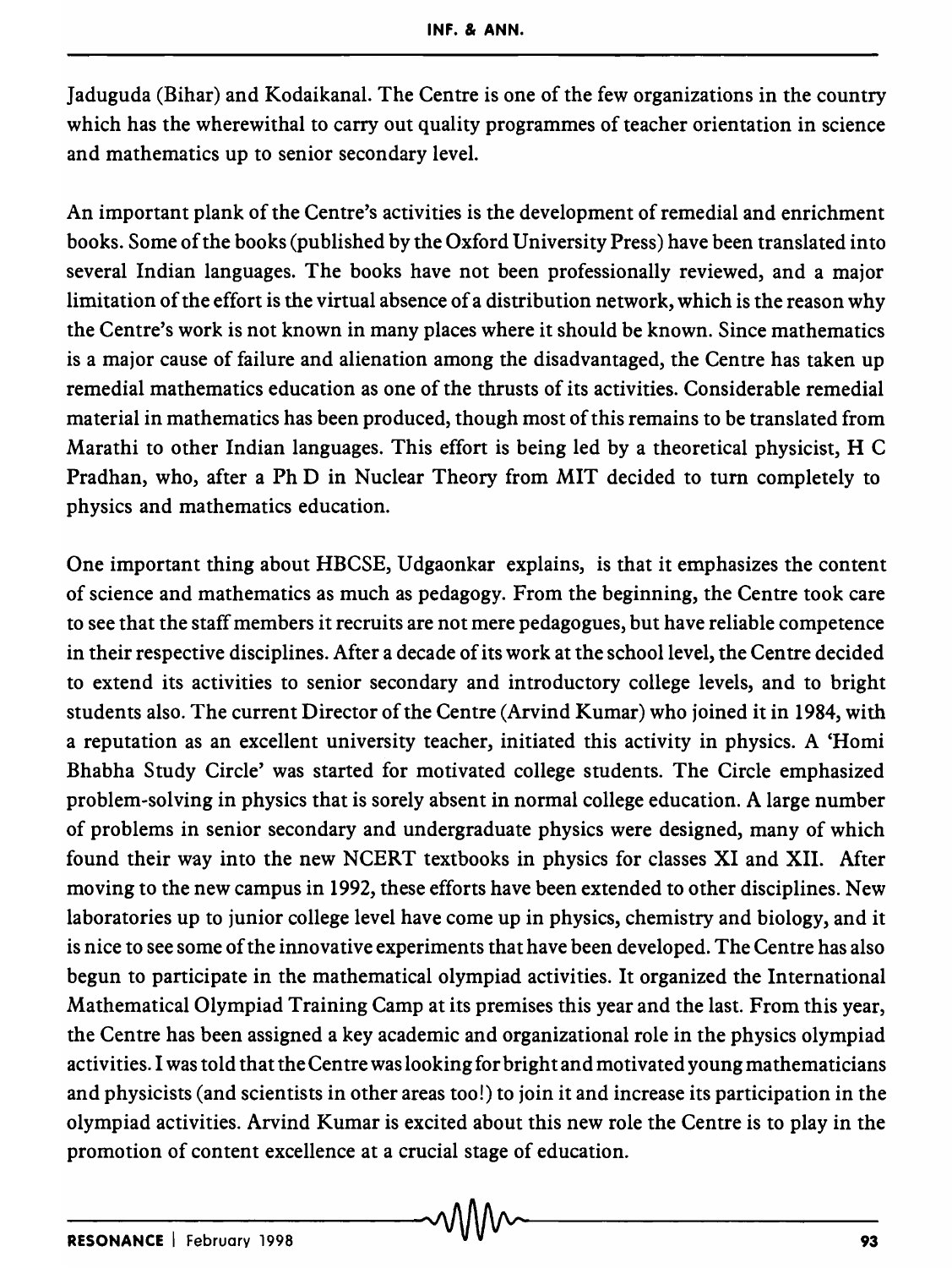Jaduguda (Bihar) and Kodaikanal. The Centre is one of the few organizations in the country which has the wherewithal to carry out quality programmes of teacher orientation in science and mathematics up to senior secondary level.

An important plank of the Centre's activities is the development of remedial and enrichment books. Some of the books (published by the Oxford University Press) have been translated into several Indian languages. The books have not been professionally reviewed, and a major limitation of the effort is the virtual absence of a distribution network, which is the reason why the Centre's work is not known in many places where it should be known. Since mathematics is a major cause of failure and alienation among the disadvantaged, the Centre has taken up remedial mathematics education as one of the thrusts of its activities. Considerable remedial material in mathematics has been produced, though most of this remains to be translated from Marathi to other Indian languages. This effort is being led by a theoretical physicist, H C Pradhan, who, after a Ph D in Nuclear Theory from MIT decided to turn completely to physics and mathematics education.

One important thing about HBCSE, Udgaonkar explains, is that it emphasizes the content of science and mathematics as much as pedagogy. From the beginning, the Centre took care to see that the staff members it recruits are not mere pedagogues, but have reliable competence in their respective disciplines. After a decade of its work at the school level, the Centre decided to extend its activities to senior secondary and introductory college levels, and to bright students also. The current Director of the Centre (Arvind Kumar) who joined it in 1984, with a reputation as an excellent university teacher, initiated this activity in physics. A 'Homi Bhabha Study Circle' was started for motivated college students. The Circle emphasized problem-solving in physics that is sorely absent in normal college education. A large number of problems in senior secondary and undergraduate physics were designed, many of which found their way into the new NCERT textbooks in physics for classes XI and XII. After moving to the new campus in 1992, these efforts have been extended to other disciplines. New laboratories up to junior college level have come up in physics, chemistry and biology, and it is nice to see some of the innovative experiments that have been developed. The Centre has also begun to participate in the mathematical olympiad activities. It organized the International Mathematical Olympiad Training Camp at its premises this year and the last. From this year, the Centre has been assigned a key academic and organizational role in the physics olympiad activities. I was told that the Centre was looking for bright and motivated young mathematicians and physicists (and scientists in other areas too!) to join it and increase its participation in the olympiad activities. Arvind Kumar is excited about this new role the Centre is to play in the promotion of content excellence at a crucial stage of education.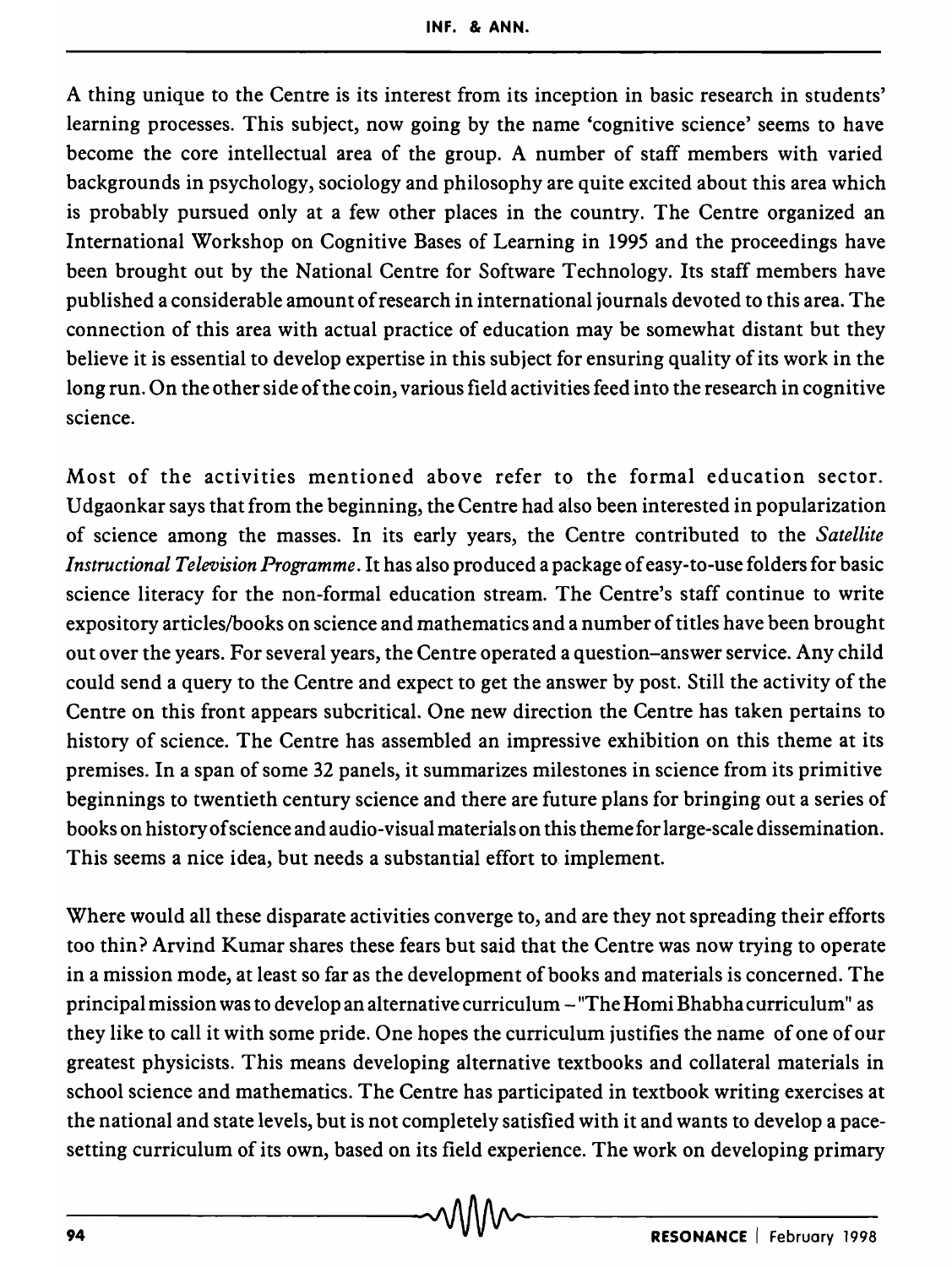A thing unique to the Centre is its interest from its inception in basic research in students' learning processes. This subject, now going by the name 'cognitive science' seems to have become the core intellectual area of the group. A number of staff members with varied backgrounds in psychology, sociology and philosophy are quite excited about this area which is probably pursued only at a few other places in the country. The Centre organized an International Workshop on Cognitive Bases of Learning in 1995 and the proceedings have been brought out by the National Centre for Software Technology. Its staff members have published a considerable amount of research in international journals devoted to this area. The connection of this area with actual practice of education may be somewhat distant but they believe it is essential to develop expertise in this subject for ensuring quality of its work in the long run. On the other side of the coin, various field activities feed into the research in cognitive science.

Most of the activities mentioned above refer to the formal education sector. Udgaonkar says that from the beginning, the Centre had also been interested in popularization of science among the masses. In its early years, the Centre contributed to the *Satellite Instructional Television Programme*. It has also produced a package of easy-to-use folders for basic science literacy for the non-formal education stream. The Centre's staff continue to write expository articles/books on science and mathematics and a number of titles have been brought out over the years. For several years, the Centre operated a question–answer service. Any child could send a query to the Centre and expect to get the answer by post. Still the activity of the Centre on this front appears subcritical. One new direction the Centre has taken pertains to history of science. The Centre has assembled an impressive exhibition on this theme at its premises. In a span of some 32 panels, it summarizes milestones in science from its primitive beginnings to twentieth century science and there are future plans for bringing out a series of books on history of science and audio-visual materials on this theme for large-scale dissemination. This seems a nice idea, but needs a substantial effort to implement.

Where would all these disparate activities converge to, and are they not spreading their efforts too thin? Arvind Kumar shares these fears but said that the Centre was now trying to operate in a mission mode, at least so far as the development of books and materials is concerned. The principal mission was to develop an alternative curriculum – "The Homi Bhabha curriculum" as they like to call it with some pride. One hopes the curriculum justifies the name of one of our greatest physicists. This means developing alternative textbooks and collateral materials in school science and mathematics. The Centre has participated in textbook writing exercises at the national and state levels, but is not completely satisfied with it and wants to develop a pace-setting curriculum of its own, based on its field experience. The work on developing primary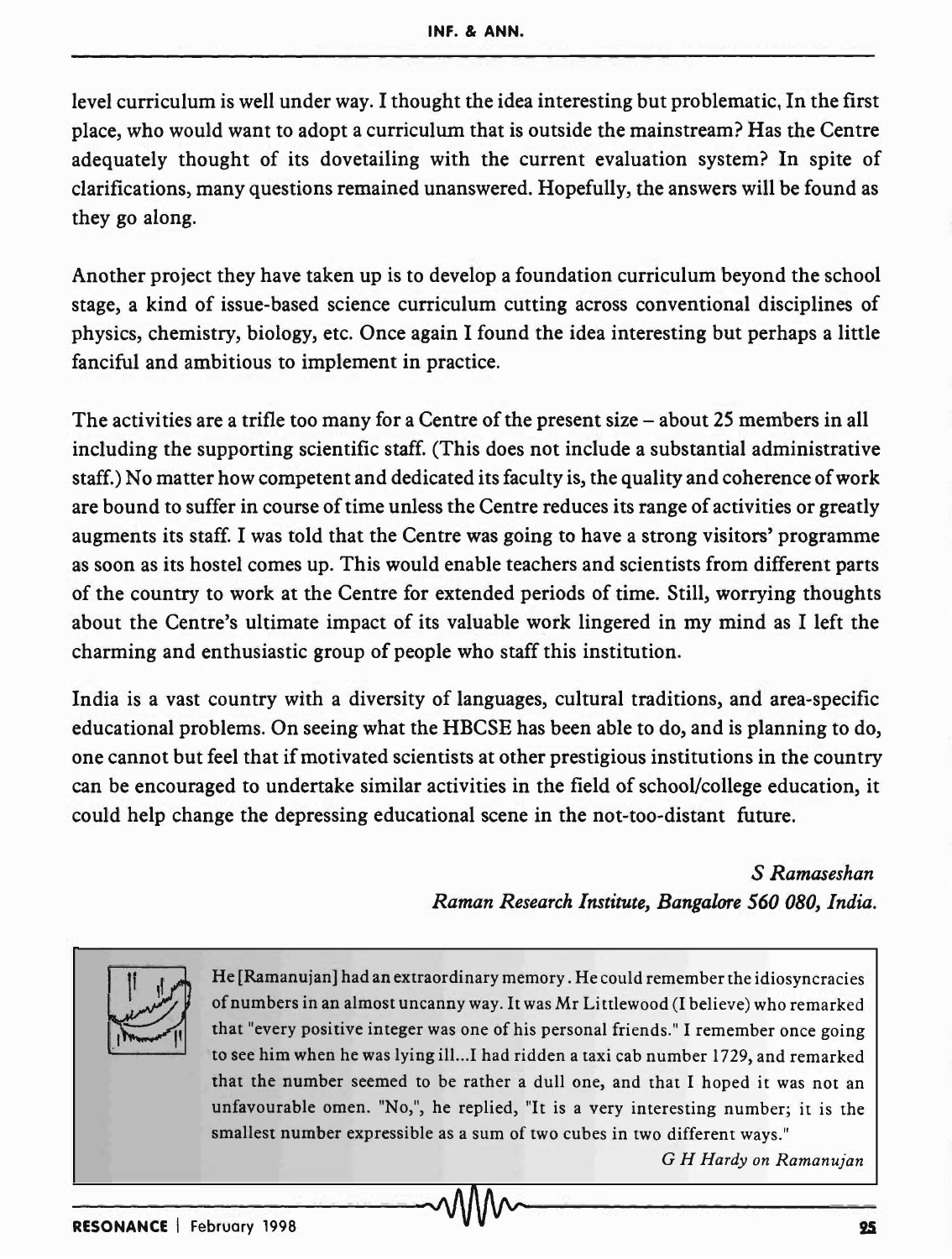level curriculum is well under way. I thought the idea interesting but problematic, In the first place, who would want to adopt a curriculum that is outside the mainstream? Has the Centre adequately thought of its dovetailing with the current evaluation system? In spite of clarifications, many questions remained unanswered. Hopefully, the answers will be found as they go along.

Another project they have taken up is to develop a foundation curriculum beyond the school stage, a kind of issue-based science curriculum cutting across conventional disciplines of physics, chemistry, biology, etc. Once again I found the idea interesting but perhaps a little fanciful and ambitious to implement in practice.

The activities are a trifle too many for a Centre of the present size – about 25 members in all including the supporting scientific staff. (This does not include a substantial administrative staff.) No matter how competent and dedicated its faculty is, the quality and coherence of work are bound to suffer in course of time unless the Centre reduces its range of activities or greatly augments its staff. I was told that the Centre was going to have a strong visitors' programme as soon as its hostel comes up. This would enable teachers and scientists from different parts of the country to work at the Centre for extended periods of time. Still, worrying thoughts about the Centre's ultimate impact of its valuable work lingered in my mind as I left the charming and enthusiastic group of people who staff this institution.

India is a vast country with a diversity of languages, cultural traditions, and area-specific educational problems. On seeing what the HBCSE has been able to do, and is planning to do, one cannot but feel that if motivated scientists at other prestigious institutions in the country can be encouraged to undertake similar activities in the field of school/college education, it could help change the depressing educational scene in the not-too-distant future.

*S Ramaseshan*
*Raman Research Institute, Bangalore 560 080, India.*

He [Ramanujan] had an extraordinary memory. He could remember the idiosyncracies of numbers in an almost uncanny way. It was Mr Littlewood (I believe) who remarked that "every positive integer was one of his personal friends." I remember once going to see him when he was lying ill...I had ridden a taxi cab number 1729, and remarked that the number seemed to be rather a dull one, and that I hoped it was not an unfavourable omen. "No,", he replied, "It is a very interesting number; it is the smallest number expressible as a sum of two cubes in two different ways."

*G H Hardy on Ramanujan*